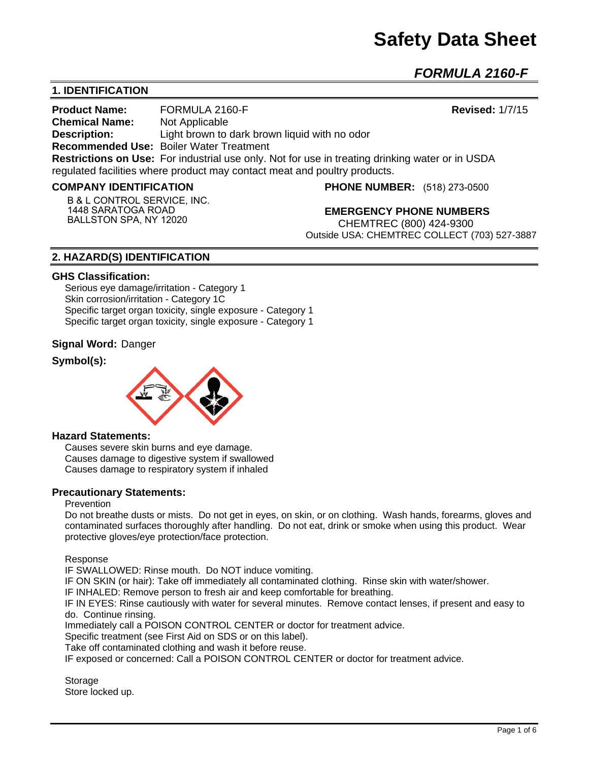# Safety Data Sheet

## *FORMULA 2160-F*

## 1. IDENTIFICATION

**Product Name:** FORMULA 2160-F **Revised:** 1/7/15
**Chemical Name:** Not Applicable
**Description:** Light brown to dark brown liquid with no odor
**Recommended Use:** Boiler Water Treatment
**Restrictions on Use:** For industrial use only. Not for use in treating drinking water or in USDA regulated facilities where product may contact meat and poultry products.

**COMPANY IDENTIFICATION**

B & L CONTROL SERVICE, INC.
1448 SARATOGA ROAD
BALLSTON SPA, NY 12020

**PHONE NUMBER:** (518) 273-0500

**EMERGENCY PHONE NUMBERS**
CHEMTREC (800) 424-9300
Outside USA: CHEMTREC COLLECT (703) 527-3887

## 2. HAZARD(S) IDENTIFICATION

### GHS Classification:

Serious eye damage/irritation - Category 1
Skin corrosion/irritation - Category 1C
Specific target organ toxicity, single exposure - Category 1
Specific target organ toxicity, single exposure - Category 1

**Signal Word:** Danger

**Symbol(s):**

### Hazard Statements:

Causes severe skin burns and eye damage.
Causes damage to digestive system if swallowed
Causes damage to respiratory system if inhaled

### Precautionary Statements:

Prevention

Do not breathe dusts or mists. Do not get in eyes, on skin, or on clothing. Wash hands, forearms, gloves and contaminated surfaces thoroughly after handling. Do not eat, drink or smoke when using this product. Wear protective gloves/eye protection/face protection.

Response

IF SWALLOWED: Rinse mouth. Do NOT induce vomiting.
IF ON SKIN (or hair): Take off immediately all contaminated clothing. Rinse skin with water/shower.
IF INHALED: Remove person to fresh air and keep comfortable for breathing.
IF IN EYES: Rinse cautiously with water for several minutes. Remove contact lenses, if present and easy to do. Continue rinsing.
Immediately call a POISON CONTROL CENTER or doctor for treatment advice.
Specific treatment (see First Aid on SDS or on this label).
Take off contaminated clothing and wash it before reuse.
IF exposed or concerned: Call a POISON CONTROL CENTER or doctor for treatment advice.

Storage

Store locked up.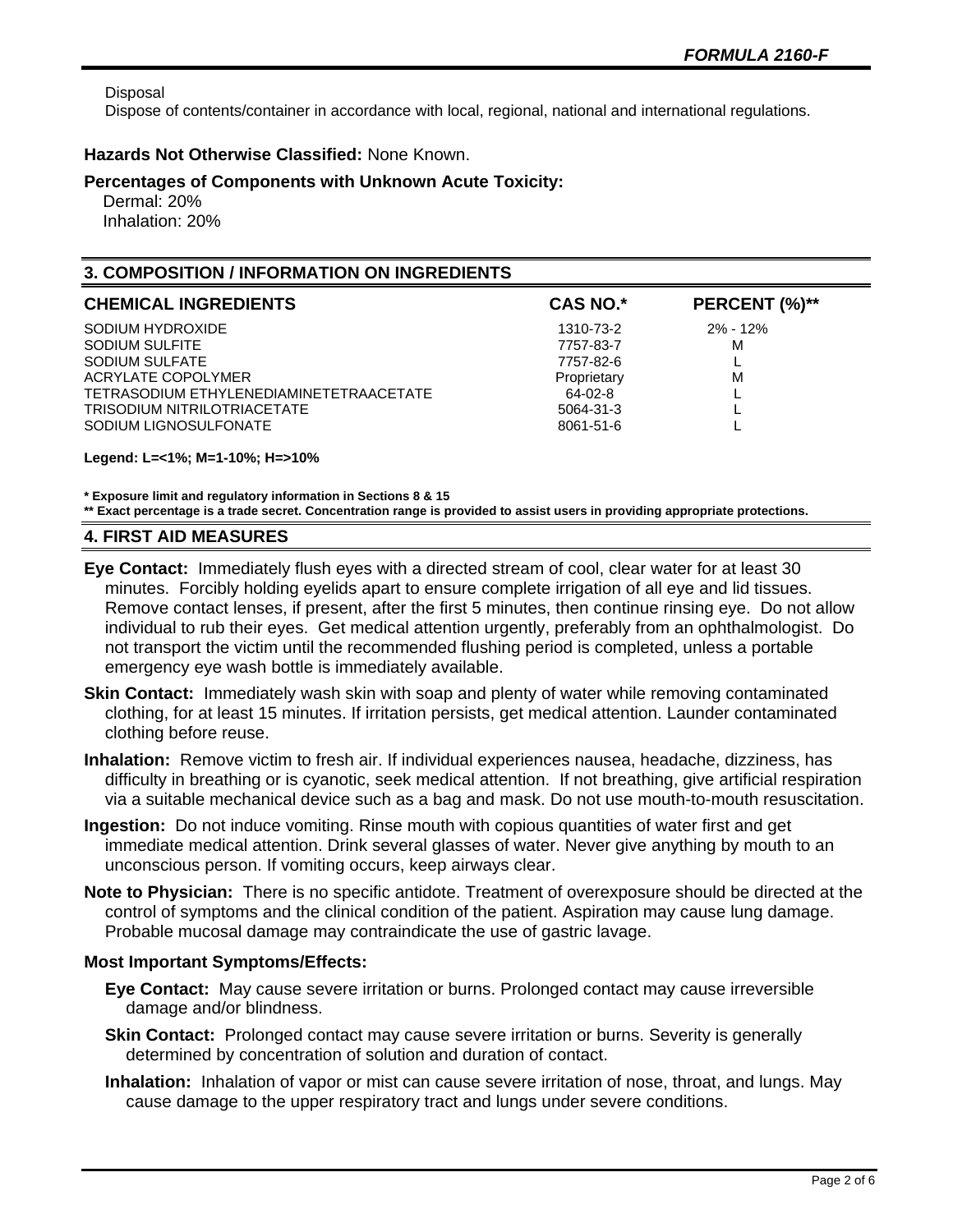Disposal
Dispose of contents/container in accordance with local, regional, national and international regulations.

**Hazards Not Otherwise Classified:** None Known.

**Percentages of Components with Unknown Acute Toxicity:**
Dermal: 20%
Inhalation: 20%

## 3. COMPOSITION / INFORMATION ON INGREDIENTS

| CHEMICAL INGREDIENTS | CAS NO.* | PERCENT (%)** |
|---|---|---|
| SODIUM HYDROXIDE | 1310-73-2 | 2% - 12% |
| SODIUM SULFITE | 7757-83-7 | M |
| SODIUM SULFATE | 7757-82-6 | L |
| ACRYLATE COPOLYMER | Proprietary | M |
| TETRASODIUM ETHYLENEDIAMINETETRAACETATE | 64-02-8 | L |
| TRISODIUM NITRILOTRIACETATE | 5064-31-3 | L |
| SODIUM LIGNOSULFONATE | 8061-51-6 | L |

**Legend: L=<1%; M=1-10%; H=>10%**

*** Exposure limit and regulatory information in Sections 8 & 15**
**** Exact percentage is a trade secret. Concentration range is provided to assist users in providing appropriate protections.**

## 4. FIRST AID MEASURES

**Eye Contact:** Immediately flush eyes with a directed stream of cool, clear water for at least 30 minutes. Forcibly holding eyelids apart to ensure complete irrigation of all eye and lid tissues. Remove contact lenses, if present, after the first 5 minutes, then continue rinsing eye. Do not allow individual to rub their eyes. Get medical attention urgently, preferably from an ophthalmologist. Do not transport the victim until the recommended flushing period is completed, unless a portable emergency eye wash bottle is immediately available.

**Skin Contact:** Immediately wash skin with soap and plenty of water while removing contaminated clothing, for at least 15 minutes. If irritation persists, get medical attention. Launder contaminated clothing before reuse.

**Inhalation:** Remove victim to fresh air. If individual experiences nausea, headache, dizziness, has difficulty in breathing or is cyanotic, seek medical attention. If not breathing, give artificial respiration via a suitable mechanical device such as a bag and mask. Do not use mouth-to-mouth resuscitation.

**Ingestion:** Do not induce vomiting. Rinse mouth with copious quantities of water first and get immediate medical attention. Drink several glasses of water. Never give anything by mouth to an unconscious person. If vomiting occurs, keep airways clear.

**Note to Physician:** There is no specific antidote. Treatment of overexposure should be directed at the control of symptoms and the clinical condition of the patient. Aspiration may cause lung damage. Probable mucosal damage may contraindicate the use of gastric lavage.

**Most Important Symptoms/Effects:**

**Eye Contact:** May cause severe irritation or burns. Prolonged contact may cause irreversible damage and/or blindness.

**Skin Contact:** Prolonged contact may cause severe irritation or burns. Severity is generally determined by concentration of solution and duration of contact.

**Inhalation:** Inhalation of vapor or mist can cause severe irritation of nose, throat, and lungs. May cause damage to the upper respiratory tract and lungs under severe conditions.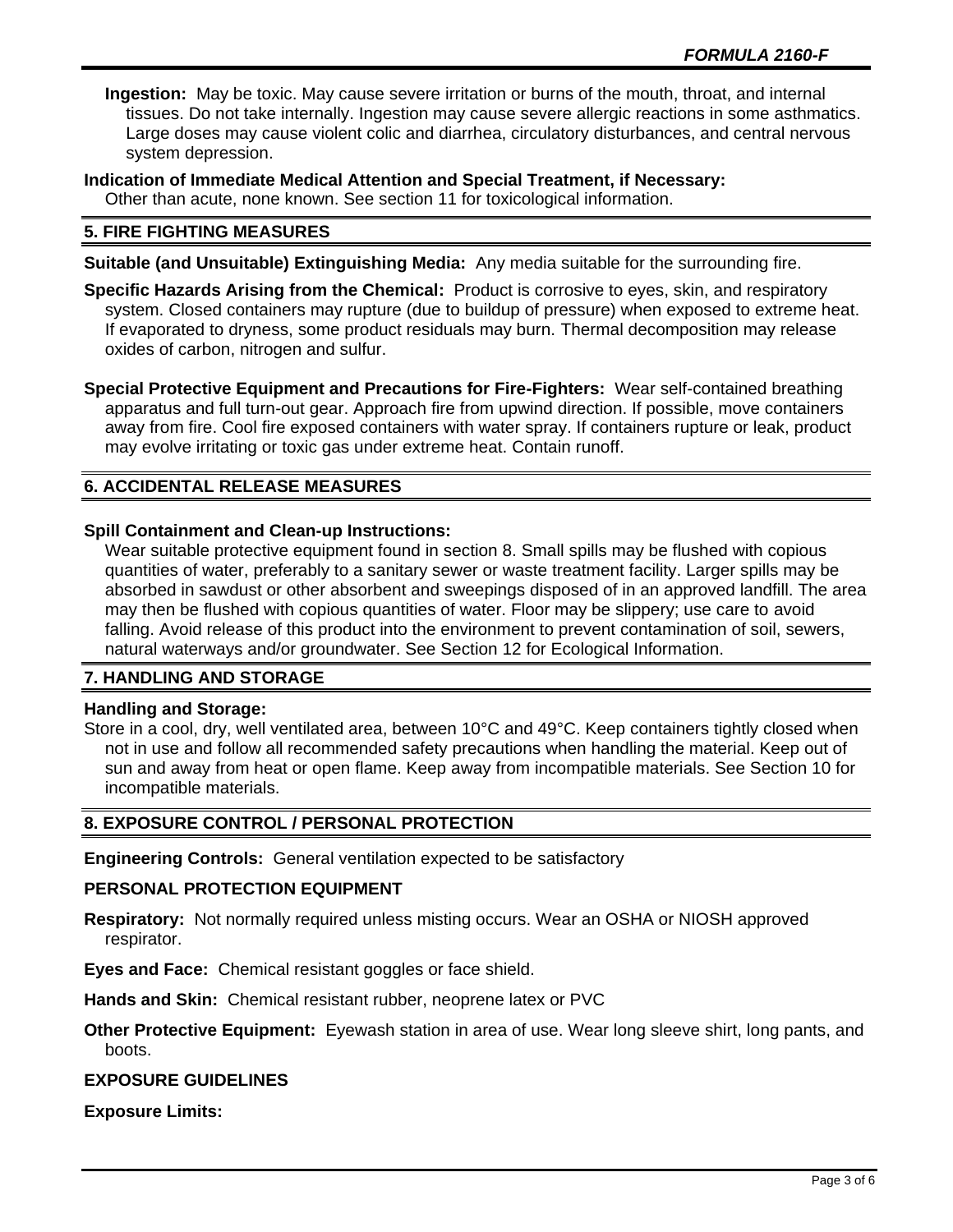**Ingestion:** May be toxic. May cause severe irritation or burns of the mouth, throat, and internal tissues. Do not take internally. Ingestion may cause severe allergic reactions in some asthmatics. Large doses may cause violent colic and diarrhea, circulatory disturbances, and central nervous system depression.

**Indication of Immediate Medical Attention and Special Treatment, if Necessary:**
Other than acute, none known. See section 11 for toxicological information.

## 5. FIRE FIGHTING MEASURES

**Suitable (and Unsuitable) Extinguishing Media:** Any media suitable for the surrounding fire.

**Specific Hazards Arising from the Chemical:** Product is corrosive to eyes, skin, and respiratory system. Closed containers may rupture (due to buildup of pressure) when exposed to extreme heat. If evaporated to dryness, some product residuals may burn. Thermal decomposition may release oxides of carbon, nitrogen and sulfur.

**Special Protective Equipment and Precautions for Fire-Fighters:** Wear self-contained breathing apparatus and full turn-out gear. Approach fire from upwind direction. If possible, move containers away from fire. Cool fire exposed containers with water spray. If containers rupture or leak, product may evolve irritating or toxic gas under extreme heat. Contain runoff.

## 6. ACCIDENTAL RELEASE MEASURES

**Spill Containment and Clean-up Instructions:**
Wear suitable protective equipment found in section 8. Small spills may be flushed with copious quantities of water, preferably to a sanitary sewer or waste treatment facility. Larger spills may be absorbed in sawdust or other absorbent and sweepings disposed of in an approved landfill. The area may then be flushed with copious quantities of water. Floor may be slippery; use care to avoid falling. Avoid release of this product into the environment to prevent contamination of soil, sewers, natural waterways and/or groundwater. See Section 12 for Ecological Information.

## 7. HANDLING AND STORAGE

**Handling and Storage:**
Store in a cool, dry, well ventilated area, between 10°C and 49°C. Keep containers tightly closed when not in use and follow all recommended safety precautions when handling the material. Keep out of sun and away from heat or open flame. Keep away from incompatible materials. See Section 10 for incompatible materials.

## 8. EXPOSURE CONTROL / PERSONAL PROTECTION

**Engineering Controls:** General ventilation expected to be satisfactory

### PERSONAL PROTECTION EQUIPMENT

**Respiratory:** Not normally required unless misting occurs. Wear an OSHA or NIOSH approved respirator.

**Eyes and Face:** Chemical resistant goggles or face shield.

**Hands and Skin:** Chemical resistant rubber, neoprene latex or PVC

**Other Protective Equipment:** Eyewash station in area of use. Wear long sleeve shirt, long pants, and boots.

### EXPOSURE GUIDELINES

**Exposure Limits:**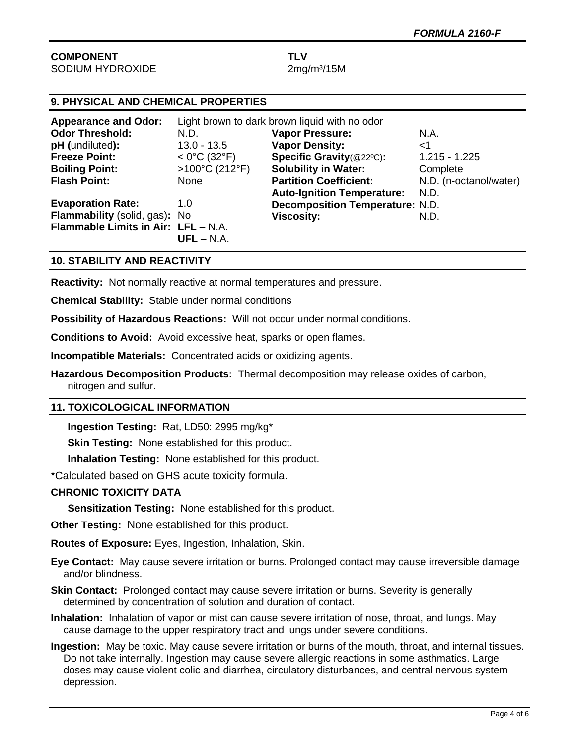| COMPONENT | TLV |
|---|---|
| SODIUM HYDROXIDE | $2 mg/m^3$/15M |

## 9. PHYSICAL AND CHEMICAL PROPERTIES

**Appearance and Odor:** Light brown to dark brown liquid with no odor

| | | | |
|---|---|---|---|
| **Odor Threshold:** | N.D. | **Vapor Pressure:** | N.A. |
| **pH (**undiluted**):** | 13.0 - 13.5 | **Vapor Density:** | <1 |
| **Freeze Point:** | < 0°C (32°F) | **Specific Gravity**(@22ºC)**:** | 1.215 - 1.225 |
| **Boiling Point:** | >100°C (212°F) | **Solubility in Water:** | Complete |
| **Flash Point:** | None | **Partition Coefficient:** | N.D. (n-octanol/water) |
| | | **Auto-Ignition Temperature:** | N.D. |
| **Evaporation Rate:** | 1.0 | **Decomposition Temperature:** | N.D. |
| **Flammability** (solid, gas)**:** | No | **Viscosity:** | N.D. |
| **Flammable Limits in Air:** | **LFL –** N.A. **UFL –** N.A. | | |

## 10. STABILITY AND REACTIVITY

**Reactivity:** Not normally reactive at normal temperatures and pressure.

**Chemical Stability:** Stable under normal conditions

**Possibility of Hazardous Reactions:** Will not occur under normal conditions.

**Conditions to Avoid:** Avoid excessive heat, sparks or open flames.

**Incompatible Materials:** Concentrated acids or oxidizing agents.

**Hazardous Decomposition Products:** Thermal decomposition may release oxides of carbon, nitrogen and sulfur.

## 11. TOXICOLOGICAL INFORMATION

**Ingestion Testing:** Rat, LD50: 2995 mg/kg*

**Skin Testing:** None established for this product.

**Inhalation Testing:** None established for this product.

*Calculated based on GHS acute toxicity formula.

**CHRONIC TOXICITY DATA**

**Sensitization Testing:** None established for this product.

**Other Testing:** None established for this product.

**Routes of Exposure:** Eyes, Ingestion, Inhalation, Skin.

**Eye Contact:** May cause severe irritation or burns. Prolonged contact may cause irreversible damage and/or blindness.

**Skin Contact:** Prolonged contact may cause severe irritation or burns. Severity is generally determined by concentration of solution and duration of contact.

**Inhalation:** Inhalation of vapor or mist can cause severe irritation of nose, throat, and lungs. May cause damage to the upper respiratory tract and lungs under severe conditions.

**Ingestion:** May be toxic. May cause severe irritation or burns of the mouth, throat, and internal tissues. Do not take internally. Ingestion may cause severe allergic reactions in some asthmatics. Large doses may cause violent colic and diarrhea, circulatory disturbances, and central nervous system depression.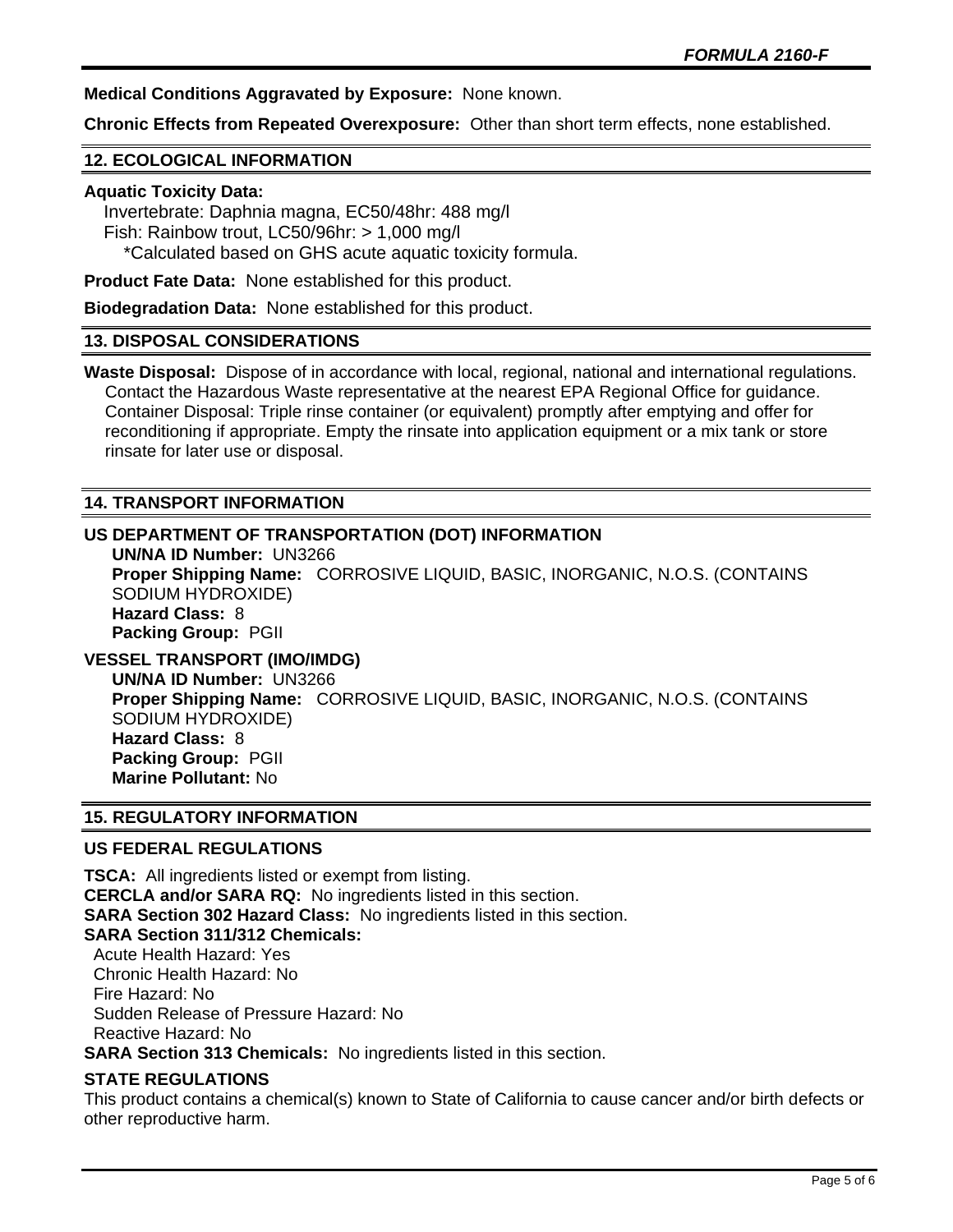**Medical Conditions Aggravated by Exposure:** None known.

**Chronic Effects from Repeated Overexposure:** Other than short term effects, none established.

## 12. ECOLOGICAL INFORMATION

**Aquatic Toxicity Data:**
Invertebrate: Daphnia magna, EC50/48hr: 488 mg/l
Fish: Rainbow trout, LC50/96hr: > 1,000 mg/l
*Calculated based on GHS acute aquatic toxicity formula.

**Product Fate Data:** None established for this product.

**Biodegradation Data:** None established for this product.

## 13. DISPOSAL CONSIDERATIONS

**Waste Disposal:** Dispose of in accordance with local, regional, national and international regulations. Contact the Hazardous Waste representative at the nearest EPA Regional Office for guidance. Container Disposal: Triple rinse container (or equivalent) promptly after emptying and offer for reconditioning if appropriate. Empty the rinsate into application equipment or a mix tank or store rinsate for later use or disposal.

## 14. TRANSPORT INFORMATION

### US DEPARTMENT OF TRANSPORTATION (DOT) INFORMATION

**UN/NA ID Number:** UN3266
**Proper Shipping Name:** CORROSIVE LIQUID, BASIC, INORGANIC, N.O.S. (CONTAINS SODIUM HYDROXIDE)
**Hazard Class:** 8
**Packing Group:** PGII

### VESSEL TRANSPORT (IMO/IMDG)

**UN/NA ID Number:** UN3266
**Proper Shipping Name:** CORROSIVE LIQUID, BASIC, INORGANIC, N.O.S. (CONTAINS SODIUM HYDROXIDE)
**Hazard Class:** 8
**Packing Group:** PGII
**Marine Pollutant:** No

## 15. REGULATORY INFORMATION

### US FEDERAL REGULATIONS

**TSCA:** All ingredients listed or exempt from listing.
**CERCLA and/or SARA RQ:** No ingredients listed in this section.
**SARA Section 302 Hazard Class:** No ingredients listed in this section.
**SARA Section 311/312 Chemicals:**
Acute Health Hazard: Yes
Chronic Health Hazard: No
Fire Hazard: No
Sudden Release of Pressure Hazard: No
Reactive Hazard: No
**SARA Section 313 Chemicals:** No ingredients listed in this section.

### STATE REGULATIONS

This product contains a chemical(s) known to State of California to cause cancer and/or birth defects or other reproductive harm.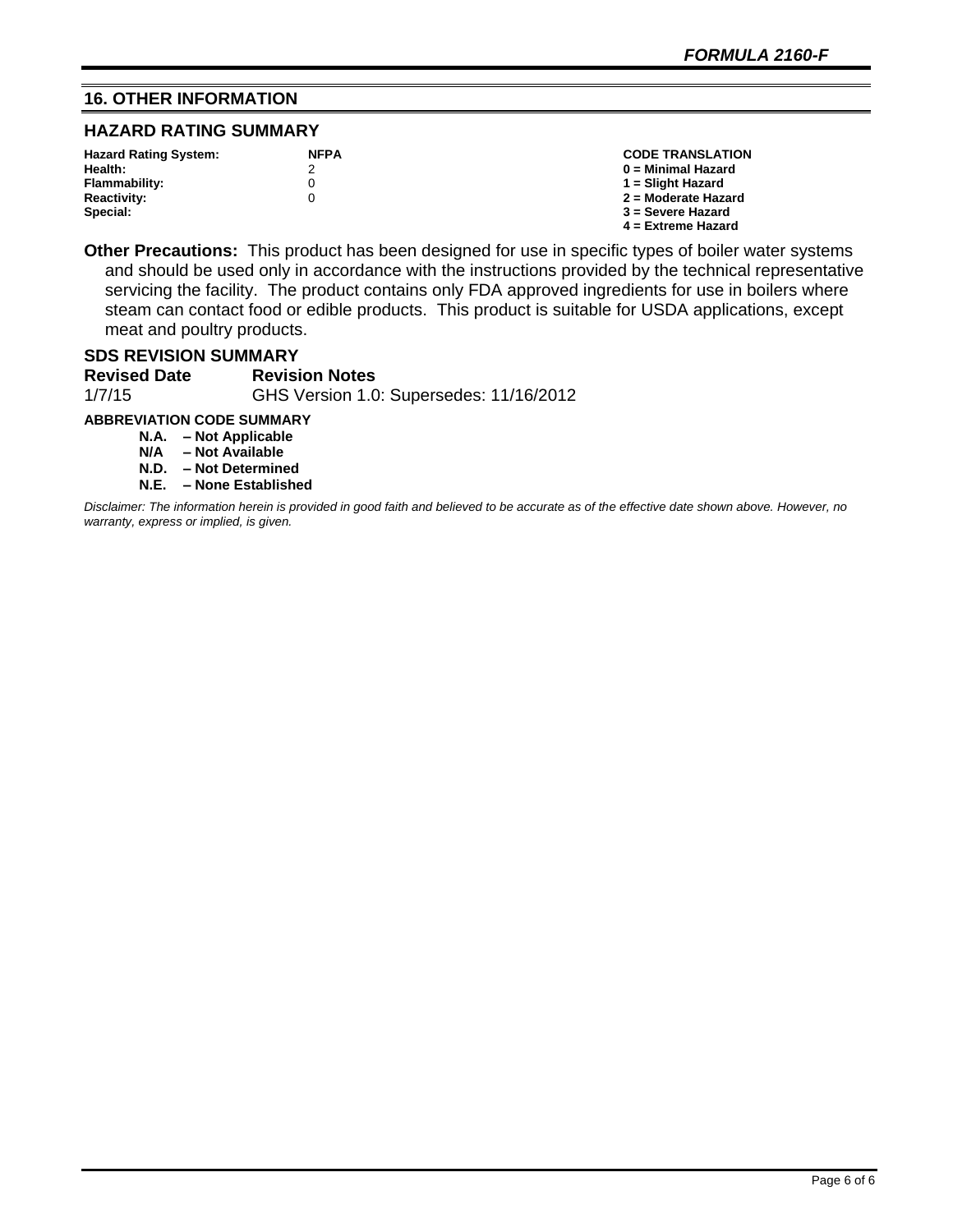## 16. OTHER INFORMATION

### HAZARD RATING SUMMARY

| **Hazard Rating System:** | **NFPA** | **CODE TRANSLATION** |
| --- | --- | --- |
| **Health:** | 2 | **0 = Minimal Hazard** |
| **Flammability:** | 0 | **1 = Slight Hazard** |
| **Reactivity:** | 0 | **2 = Moderate Hazard** |
| **Special:** | | **3 = Severe Hazard** |
| | | **4 = Extreme Hazard** |

**Other Precautions:** This product has been designed for use in specific types of boiler water systems and should be used only in accordance with the instructions provided by the technical representative servicing the facility. The product contains only FDA approved ingredients for use in boilers where steam can contact food or edible products. This product is suitable for USDA applications, except meat and poultry products.

### SDS REVISION SUMMARY

| **Revised Date** | **Revision Notes** |
| --- | --- |
| 1/7/15 | GHS Version 1.0: Supersedes: 11/16/2012 |

**ABBREVIATION CODE SUMMARY**

- **N.A. – Not Applicable**
- **N/A – Not Available**
- **N.D. – Not Determined**
- **N.E. – None Established**

*Disclaimer: The information herein is provided in good faith and believed to be accurate as of the effective date shown above. However, no warranty, express or implied, is given.*